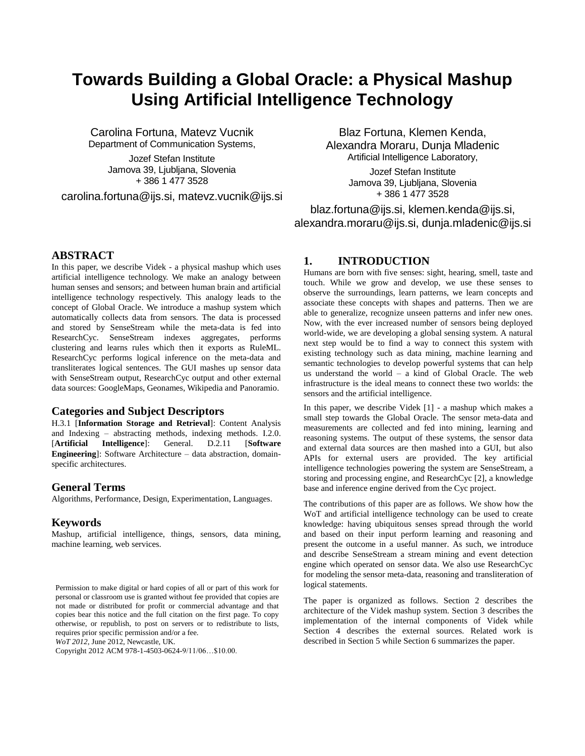# Towards Building a Global Oracle: a Physical Mashup Using Artificial Intelligence Technology

Carolina Fortuna, Matevz Vucnik
Department of Communication Systems,
Jozef Stefan Institute
Jamova 39, Ljubljana, Slovenia
+ 386 1 477 3528
carolina.fortuna@ijs.si, matevz.vucnik@ijs.si

Blaz Fortuna, Klemen Kenda, Alexandra Moraru, Dunja Mladenic
Artificial Intelligence Laboratory,
Jozef Stefan Institute
Jamova 39, Ljubljana, Slovenia
+ 386 1 477 3528
blaz.fortuna@ijs.si, klemen.kenda@ijs.si, alexandra.moraru@ijs.si, dunja.mladenic@ijs.si

## ABSTRACT

In this paper, we describe Videk - a physical mashup which uses artificial intelligence technology. We make an analogy between human senses and sensors; and between human brain and artificial intelligence technology respectively. This analogy leads to the concept of Global Oracle. We introduce a mashup system which automatically collects data from sensors. The data is processed and stored by SenseStream while the meta-data is fed into ResearchCyc. SenseStream indexes aggregates, performs clustering and learns rules which then it exports as RuleML. ResearchCyc performs logical inference on the meta-data and transliterates logical sentences. The GUI mashes up sensor data with SenseStream output, ResearchCyc output and other external data sources: GoogleMaps, Geonames, Wikipedia and Panoramio.

### Categories and Subject Descriptors

H.3.1 [**Information Storage and Retrieval**]: Content Analysis and Indexing – abstracting methods, indexing methods. I.2.0. [**Artificial Intelligence**]: General. D.2.11 [**Software Engineering**]: Software Architecture – data abstraction, domain-specific architectures.

### General Terms

Algorithms, Performance, Design, Experimentation, Languages.

### Keywords

Mashup, artificial intelligence, things, sensors, data mining, machine learning, web services.

Permission to make digital or hard copies of all or part of this work for personal or classroom use is granted without fee provided that copies are not made or distributed for profit or commercial advantage and that copies bear this notice and the full citation on the first page. To copy otherwise, or republish, to post on servers or to redistribute to lists, requires prior specific permission and/or a fee.
*WoT 2012*, June 2012, Newcastle, UK.
Copyright 2012 ACM 978-1-4503-0624-9/11/06…$10.00.

## 1. INTRODUCTION

Humans are born with five senses: sight, hearing, smell, taste and touch. While we grow and develop, we use these senses to observe the surroundings, learn patterns, we learn concepts and associate these concepts with shapes and patterns. Then we are able to generalize, recognize unseen patterns and infer new ones. Now, with the ever increased number of sensors being deployed world-wide, we are developing a global sensing system. A natural next step would be to find a way to connect this system with existing technology such as data mining, machine learning and semantic technologies to develop powerful systems that can help us understand the world – a kind of Global Oracle. The web infrastructure is the ideal means to connect these two worlds: the sensors and the artificial intelligence.

In this paper, we describe Videk [1] - a mashup which makes a small step towards the Global Oracle. The sensor meta-data and measurements are collected and fed into mining, learning and reasoning systems. The output of these systems, the sensor data and external data sources are then mashed into a GUI, but also APIs for external users are provided. The key artificial intelligence technologies powering the system are SenseStream, a storing and processing engine, and ResearchCyc [2], a knowledge base and inference engine derived from the Cyc project.

The contributions of this paper are as follows. We show how the WoT and artificial intelligence technology can be used to create knowledge: having ubiquitous senses spread through the world and based on their input perform learning and reasoning and present the outcome in a useful manner. As such, we introduce and describe SenseStream a stream mining and event detection engine which operated on sensor data. We also use ResearchCyc for modeling the sensor meta-data, reasoning and transliteration of logical statements.

The paper is organized as follows. Section 2 describes the architecture of the Videk mashup system. Section 3 describes the implementation of the internal components of Videk while Section 4 describes the external sources. Related work is described in Section 5 while Section 6 summarizes the paper.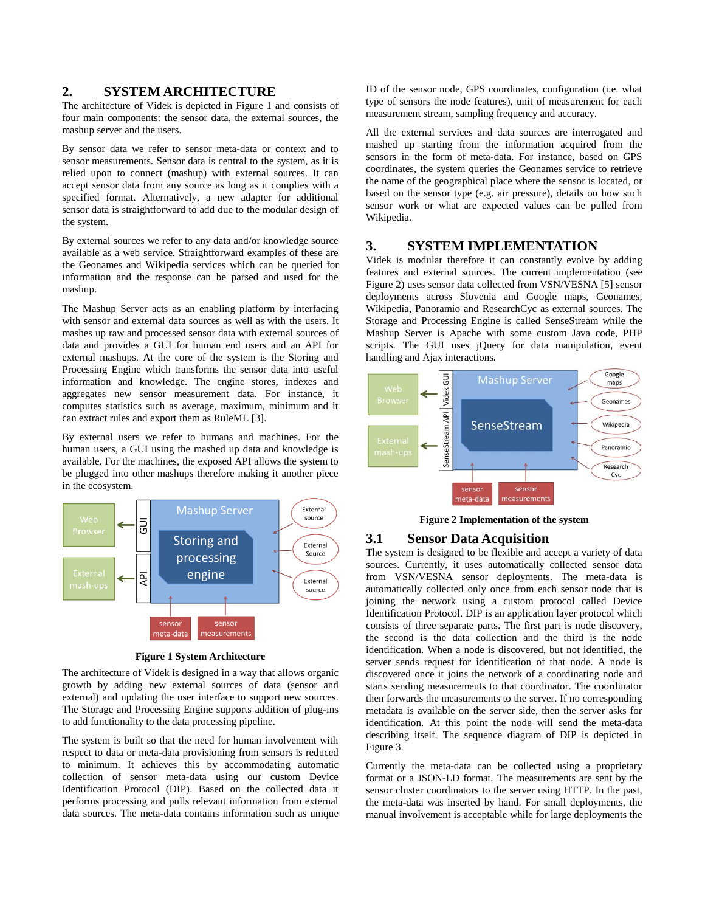## 2. SYSTEM ARCHITECTURE

The architecture of Videk is depicted in Figure 1 and consists of four main components: the sensor data, the external sources, the mashup server and the users.

By sensor data we refer to sensor meta-data or context and to sensor measurements. Sensor data is central to the system, as it is relied upon to connect (mashup) with external sources. It can accept sensor data from any source as long as it complies with a specified format. Alternatively, a new adapter for additional sensor data is straightforward to add due to the modular design of the system.

By external sources we refer to any data and/or knowledge source available as a web service. Straightforward examples of these are the Geonames and Wikipedia services which can be queried for information and the response can be parsed and used for the mashup.

The Mashup Server acts as an enabling platform by interfacing with sensor and external data sources as well as with the users. It mashes up raw and processed sensor data with external sources of data and provides a GUI for human end users and an API for external mashups. At the core of the system is the Storing and Processing Engine which transforms the sensor data into useful information and knowledge. The engine stores, indexes and aggregates new sensor measurement data. For instance, it computes statistics such as average, maximum, minimum and it can extract rules and export them as RuleML [3].

By external users we refer to humans and machines. For the human users, a GUI using the mashed up data and knowledge is available. For the machines, the exposed API allows the system to be plugged into other mashups therefore making it another piece in the ecosystem.

**Figure 1 System Architecture**

The architecture of Videk is designed in a way that allows organic growth by adding new external sources of data (sensor and external) and updating the user interface to support new sources. The Storage and Processing Engine supports addition of plug-ins to add functionality to the data processing pipeline.

The system is built so that the need for human involvement with respect to data or meta-data provisioning from sensors is reduced to minimum. It achieves this by accommodating automatic collection of sensor meta-data using our custom Device Identification Protocol (DIP). Based on the collected data it performs processing and pulls relevant information from external data sources. The meta-data contains information such as unique ID of the sensor node, GPS coordinates, configuration (i.e. what type of sensors the node features), unit of measurement for each measurement stream, sampling frequency and accuracy.

All the external services and data sources are interrogated and mashed up starting from the information acquired from the sensors in the form of meta-data. For instance, based on GPS coordinates, the system queries the Geonames service to retrieve the name of the geographical place where the sensor is located, or based on the sensor type (e.g. air pressure), details on how such sensor work or what are expected values can be pulled from Wikipedia.

## 3. SYSTEM IMPLEMENTATION

Videk is modular therefore it can constantly evolve by adding features and external sources. The current implementation (see Figure 2) uses sensor data collected from VSN/VESNA [5] sensor deployments across Slovenia and Google maps, Geonames, Wikipedia, Panoramio and ResearchCyc as external sources. The Storage and Processing Engine is called SenseStream while the Mashup Server is Apache with some custom Java code, PHP scripts. The GUI uses jQuery for data manipulation, event handling and Ajax interactions.

**Figure 2 Implementation of the system**

### 3.1 Sensor Data Acquisition

The system is designed to be flexible and accept a variety of data sources. Currently, it uses automatically collected sensor data from VSN/VESNA sensor deployments. The meta-data is automatically collected only once from each sensor node that is joining the network using a custom protocol called Device Identification Protocol. DIP is an application layer protocol which consists of three separate parts. The first part is node discovery, the second is the data collection and the third is the node identification. When a node is discovered, but not identified, the server sends request for identification of that node. A node is discovered once it joins the network of a coordinating node and starts sending measurements to that coordinator. The coordinator then forwards the measurements to the server. If no corresponding metadata is available on the server side, then the server asks for identification. At this point the node will send the meta-data describing itself. The sequence diagram of DIP is depicted in Figure 3.

Currently the meta-data can be collected using a proprietary format or a JSON-LD format. The measurements are sent by the sensor cluster coordinators to the server using HTTP. In the past, the meta-data was inserted by hand. For small deployments, the manual involvement is acceptable while for large deployments the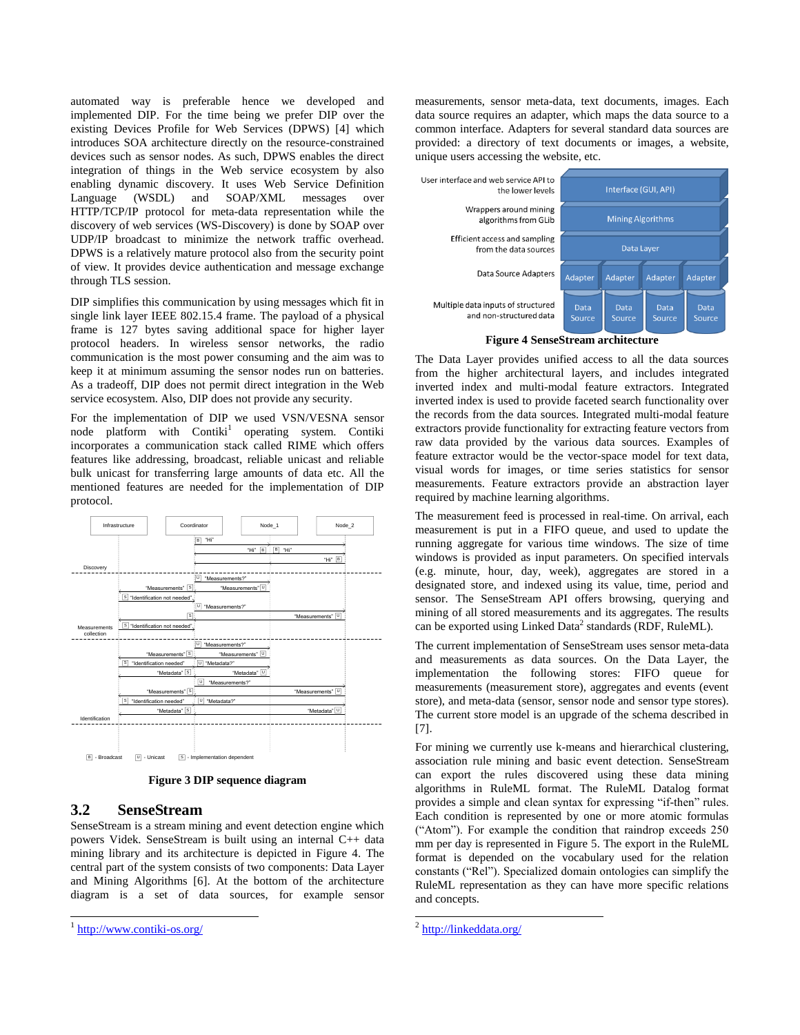automated way is preferable hence we developed and implemented DIP. For the time being we prefer DIP over the existing Devices Profile for Web Services (DPWS) [4] which introduces SOA architecture directly on the resource-constrained devices such as sensor nodes. As such, DPWS enables the direct integration of things in the Web service ecosystem by also enabling dynamic discovery. It uses Web Service Definition Language (WSDL) and SOAP/XML messages over HTTP/TCP/IP protocol for meta-data representation while the discovery of web services (WS-Discovery) is done by SOAP over UDP/IP broadcast to minimize the network traffic overhead. DPWS is a relatively mature protocol also from the security point of view. It provides device authentication and message exchange through TLS session.

DIP simplifies this communication by using messages which fit in single link layer IEEE 802.15.4 frame. The payload of a physical frame is 127 bytes saving additional space for higher layer protocol headers. In wireless sensor networks, the radio communication is the most power consuming and the aim was to keep it at minimum assuming the sensor nodes run on batteries. As a tradeoff, DIP does not permit direct integration in the Web service ecosystem. Also, DIP does not provide any security.

For the implementation of DIP we used VSN/VESNA sensor node platform with Contiki[1] operating system. Contiki incorporates a communication stack called RIME which offers features like addressing, broadcast, reliable unicast and reliable bulk unicast for transferring large amounts of data etc. All the mentioned features are needed for the implementation of DIP protocol.

**Figure 3 DIP sequence diagram**

## 3.2 SenseStream

SenseStream is a stream mining and event detection engine which powers Videk. SenseStream is built using an internal C++ data mining library and its architecture is depicted in Figure 4. The central part of the system consists of two components: Data Layer and Mining Algorithms [6]. At the bottom of the architecture diagram is a set of data sources, for example sensor measurements, sensor meta-data, text documents, images. Each data source requires an adapter, which maps the data source to a common interface. Adapters for several standard data sources are provided: a directory of text documents or images, a website, unique users accessing the website, etc.

**Figure 4 SenseStream architecture**

The Data Layer provides unified access to all the data sources from the higher architectural layers, and includes integrated inverted index and multi-modal feature extractors. Integrated inverted index is used to provide faceted search functionality over the records from the data sources. Integrated multi-modal feature extractors provide functionality for extracting feature vectors from raw data provided by the various data sources. Examples of feature extractor would be the vector-space model for text data, visual words for images, or time series statistics for sensor measurements. Feature extractors provide an abstraction layer required by machine learning algorithms.

The measurement feed is processed in real-time. On arrival, each measurement is put in a FIFO queue, and used to update the running aggregate for various time windows. The size of time windows is provided as input parameters. On specified intervals (e.g. minute, hour, day, week), aggregates are stored in a designated store, and indexed using its value, time, period and sensor. The SenseStream API offers browsing, querying and mining of all stored measurements and its aggregates. The results can be exported using Linked Data[2] standards (RDF, RuleML).

The current implementation of SenseStream uses sensor meta-data and measurements as data sources. On the Data Layer, the implementation the following stores: FIFO queue for measurements (measurement store), aggregates and events (event store), and meta-data (sensor, sensor node and sensor type stores). The current store model is an upgrade of the schema described in [7].

For mining we currently use k-means and hierarchical clustering, association rule mining and basic event detection. SenseStream can export the rules discovered using these data mining algorithms in RuleML format. The RuleML Datalog format provides a simple and clean syntax for expressing "if-then" rules. Each condition is represented by one or more atomic formulas ("Atom"). For example the condition that raindrop exceeds 250 mm per day is represented in Figure 5. The export in the RuleML format is depended on the vocabulary used for the relation constants ("Rel"). Specialized domain ontologies can simplify the RuleML representation as they can have more specific relations and concepts.

[1] http://www.contiki-os.org/

[2] http://linkeddata.org/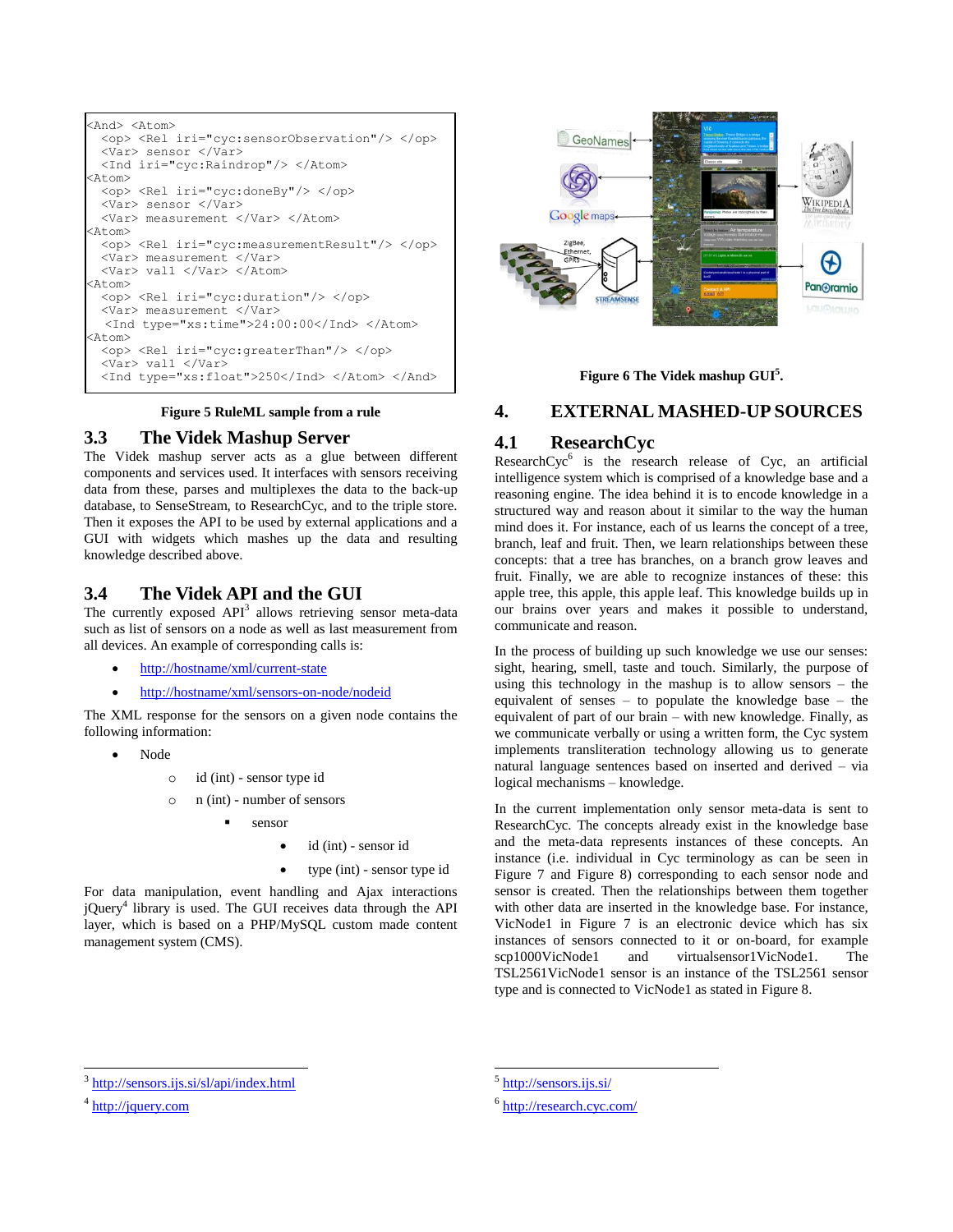```
<And> <Atom>
  <op> <Rel iri="cyc:sensorObservation"/> </op>
  <Var> sensor </Var>
  <Ind iri="cyc:Raindrop"/> </Atom>
<Atom>
  <op> <Rel iri="cyc:doneBy"/> </op>
  <Var> sensor </Var>
  <Var> measurement </Var> </Atom>
<Atom>
  <op> <Rel iri="cyc:measurementResult"/> </op>
  <Var> measurement </Var>
  <Var> val1 </Var> </Atom>
<Atom>
  <op> <Rel iri="cyc:duration"/> </op>
  <Var> measurement </Var>
   <Ind type="xs:time">24:00:00</Ind> </Atom>
<Atom>
  <op> <Rel iri="cyc:greaterThan"/> </op>
  <Var> val1 </Var>
  <Ind type="xs:float">250</Ind> </Atom> </And>
```

**Figure 5 RuleML sample from a rule**

## 3.3 The Videk Mashup Server

The Videk mashup server acts as a glue between different components and services used. It interfaces with sensors receiving data from these, parses and multiplexes the data to the back-up database, to SenseStream, to ResearchCyc, and to the triple store. Then it exposes the API to be used by external applications and a GUI with widgets which mashes up the data and resulting knowledge described above.

## 3.4 The Videk API and the GUI

The currently exposed API[3] allows retrieving sensor meta-data such as list of sensors on a node as well as last measurement from all devices. An example of corresponding calls is:

- http://hostname/xml/current-state
- http://hostname/xml/sensors-on-node/nodeid

The XML response for the sensors on a given node contains the following information:

- Node
  - id (int) - sensor type id
  - n (int) - number of sensors
    - sensor
      - id (int) - sensor id
      - type (int) - sensor type id

For data manipulation, event handling and Ajax interactions jQuery[4] library is used. The GUI receives data through the API layer, which is based on a PHP/MySQL custom made content management system (CMS).

**Figure 6 The Videk mashup GUI[5].**

# 4. EXTERNAL MASHED-UP SOURCES

## 4.1 ResearchCyc

ResearchCyc[6] is the research release of Cyc, an artificial intelligence system which is comprised of a knowledge base and a reasoning engine. The idea behind it is to encode knowledge in a structured way and reason about it similar to the way the human mind does it. For instance, each of us learns the concept of a tree, branch, leaf and fruit. Then, we learn relationships between these concepts: that a tree has branches, on a branch grow leaves and fruit. Finally, we are able to recognize instances of these: this apple tree, this apple, this apple leaf. This knowledge builds up in our brains over years and makes it possible to understand, communicate and reason.

In the process of building up such knowledge we use our senses: sight, hearing, smell, taste and touch. Similarly, the purpose of using this technology in the mashup is to allow sensors – the equivalent of senses – to populate the knowledge base – the equivalent of part of our brain – with new knowledge. Finally, as we communicate verbally or using a written form, the Cyc system implements transliteration technology allowing us to generate natural language sentences based on inserted and derived – via logical mechanisms – knowledge.

In the current implementation only sensor meta-data is sent to ResearchCyc. The concepts already exist in the knowledge base and the meta-data represents instances of these concepts. An instance (i.e. individual in Cyc terminology as can be seen in Figure 7 and Figure 8) corresponding to each sensor node and sensor is created. Then the relationships between them together with other data are inserted in the knowledge base. For instance, VicNode1 in Figure 7 is an electronic device which has six instances of sensors connected to it or on-board, for example scp1000VicNode1 and virtualsensor1VicNode1. The TSL2561VicNode1 sensor is an instance of the TSL2561 sensor type and is connected to VicNode1 as stated in Figure 8.

---

[3] http://sensors.ijs.si/sl/api/index.html

[4] http://jquery.com

[5] http://sensors.ijs.si/

[6] http://research.cyc.com/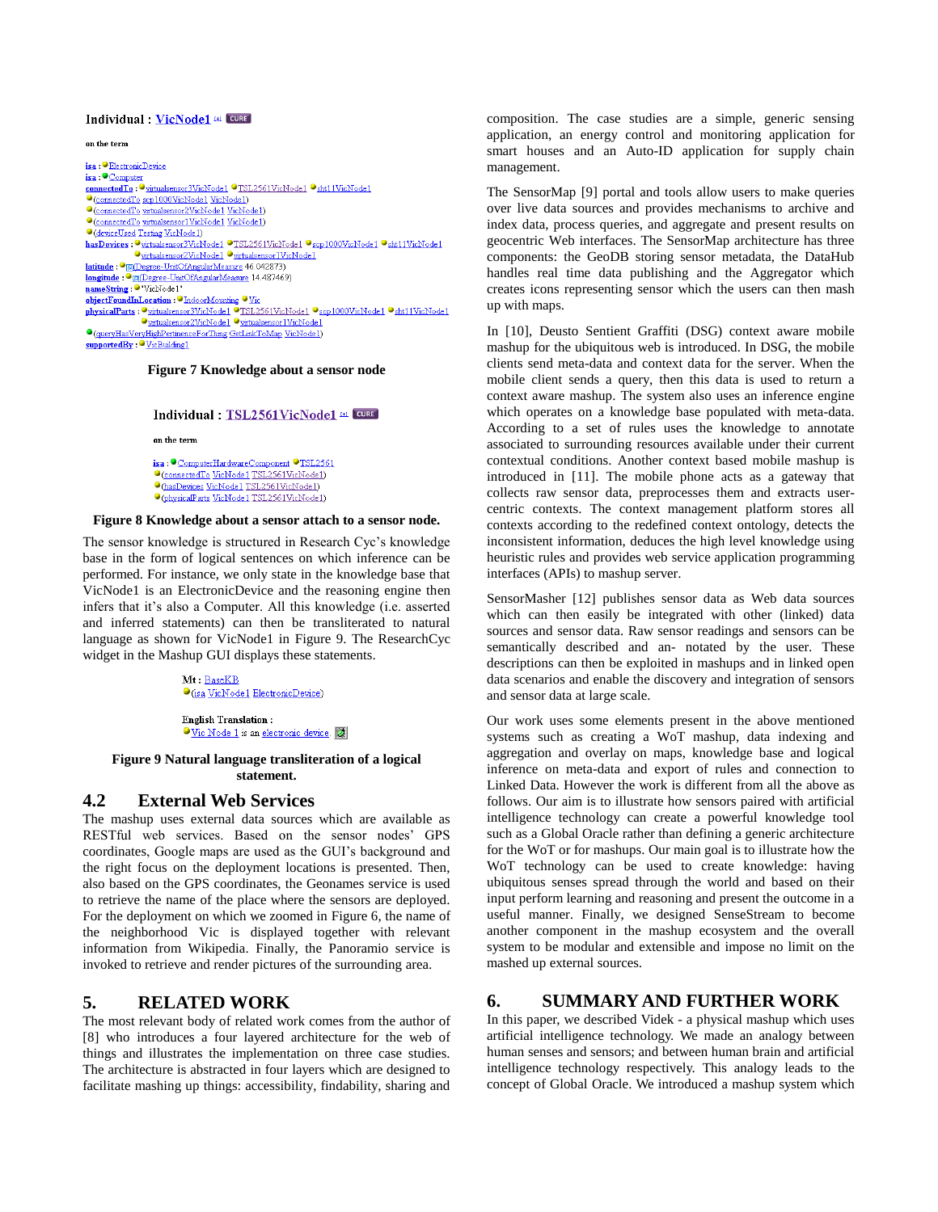Individual : VicNode1

on the term

isa : ElectronicDevice
isa : Computer
connectedTo : virtualsensor3VicNode1 TSL2561VicNode1 sht11VicNode1
(connectedTo scp1000VicNode1 VicNode1)
(connectedTo virtualsensor2VicNode1 VicNode1)
(connectedTo virtualsensor1VicNode1 VicNode1)
(deviceUsed Testing VicNode1)
hasDevices : virtualsensor3VicNode1 TSL2561VicNode1 scp1000VicNode1 sht11VicNode1 virtualsensor2VicNode1 virtualsensor1VicNode1
latitude : (Degree-UnitOfAngularMeasure 46.042873)
longitude : (Degree-UnitOfAngularMeasure 14.487469)
nameString : "VicNode1"
objectFoundInLocation : IndoorMounting Vic
physicalParts : virtualsensor3VicNode1 TSL2561VicNode1 scp1000VicNode1 sht11VicNode1 virtualsensor2VicNode1 virtualsensor1VicNode1
(queryHasVeryHighPertinenceForThing GetLinkToMap VicNode1)
supportedBy : VicBuilding1

**Figure 7 Knowledge about a sensor node**

Individual : TSL2561VicNode1

on the term

isa : ComputerHardwareComponent TSL2561
(connectedTo VicNode1 TSL2561VicNode1)
(hasDevices VicNode1 TSL2561VicNode1)
(physicalParts VicNode1 TSL2561VicNode1)

**Figure 8 Knowledge about a sensor attach to a sensor node.**

The sensor knowledge is structured in Research Cyc's knowledge base in the form of logical sentences on which inference can be performed. For instance, we only state in the knowledge base that VicNode1 is an ElectronicDevice and the reasoning engine then infers that it's also a Computer. All this knowledge (i.e. asserted and inferred statements) can then be transliterated to natural language as shown for VicNode1 in Figure 9. The ResearchCyc widget in the Mashup GUI displays these statements.

Mt : BaseKB
(isa VicNode1 ElectronicDevice)

English Translation :
Vic Node 1 is an electronic device

**Figure 9 Natural language transliteration of a logical statement.**

## 4.2 External Web Services

The mashup uses external data sources which are available as RESTful web services. Based on the sensor nodes' GPS coordinates, Google maps are used as the GUI's background and the right focus on the deployment locations is presented. Then, also based on the GPS coordinates, the Geonames service is used to retrieve the name of the place where the sensors are deployed. For the deployment on which we zoomed in Figure 6, the name of the neighborhood Vic is displayed together with relevant information from Wikipedia. Finally, the Panoramio service is invoked to retrieve and render pictures of the surrounding area.

# 5. RELATED WORK

The most relevant body of related work comes from the author of [8] who introduces a four layered architecture for the web of things and illustrates the implementation on three case studies. The architecture is abstracted in four layers which are designed to facilitate mashing up things: accessibility, findability, sharing and composition. The case studies are a simple, generic sensing application, an energy control and monitoring application for smart houses and an Auto-ID application for supply chain management.

The SensorMap [9] portal and tools allow users to make queries over live data sources and provides mechanisms to archive and index data, process queries, and aggregate and present results on geocentric Web interfaces. The SensorMap architecture has three components: the GeoDB storing sensor metadata, the DataHub handles real time data publishing and the Aggregator which creates icons representing sensor which the users can then mash up with maps.

In [10], Deusto Sentient Graffiti (DSG) context aware mobile mashup for the ubiquitous web is introduced. In DSG, the mobile clients send meta-data and context data for the server. When the mobile client sends a query, then this data is used to return a context aware mashup. The system also uses an inference engine which operates on a knowledge base populated with meta-data. According to a set of rules uses the knowledge to annotate associated to surrounding resources available under their current contextual conditions. Another context based mobile mashup is introduced in [11]. The mobile phone acts as a gateway that collects raw sensor data, preprocesses them and extracts user-centric contexts. The context management platform stores all contexts according to the redefined context ontology, detects the inconsistent information, deduces the high level knowledge using heuristic rules and provides web service application programming interfaces (APIs) to mashup server.

SensorMasher [12] publishes sensor data as Web data sources which can then easily be integrated with other (linked) data sources and sensor data. Raw sensor readings and sensors can be semantically described and an- notated by the user. These descriptions can then be exploited in mashups and in linked open data scenarios and enable the discovery and integration of sensors and sensor data at large scale.

Our work uses some elements present in the above mentioned systems such as creating a WoT mashup, data indexing and aggregation and overlay on maps, knowledge base and logical inference on meta-data and export of rules and connection to Linked Data. However the work is different from all the above as follows. Our aim is to illustrate how sensors paired with artificial intelligence technology can create a powerful knowledge tool such as a Global Oracle rather than defining a generic architecture for the WoT or for mashups. Our main goal is to illustrate how the WoT technology can be used to create knowledge: having ubiquitous senses spread through the world and based on their input perform learning and reasoning and present the outcome in a useful manner. Finally, we designed SenseStream to become another component in the mashup ecosystem and the overall system to be modular and extensible and impose no limit on the mashed up external sources.

# 6. SUMMARY AND FURTHER WORK

In this paper, we described Videk - a physical mashup which uses artificial intelligence technology. We made an analogy between human senses and sensors; and between human brain and artificial intelligence technology respectively. This analogy leads to the concept of Global Oracle. We introduced a mashup system which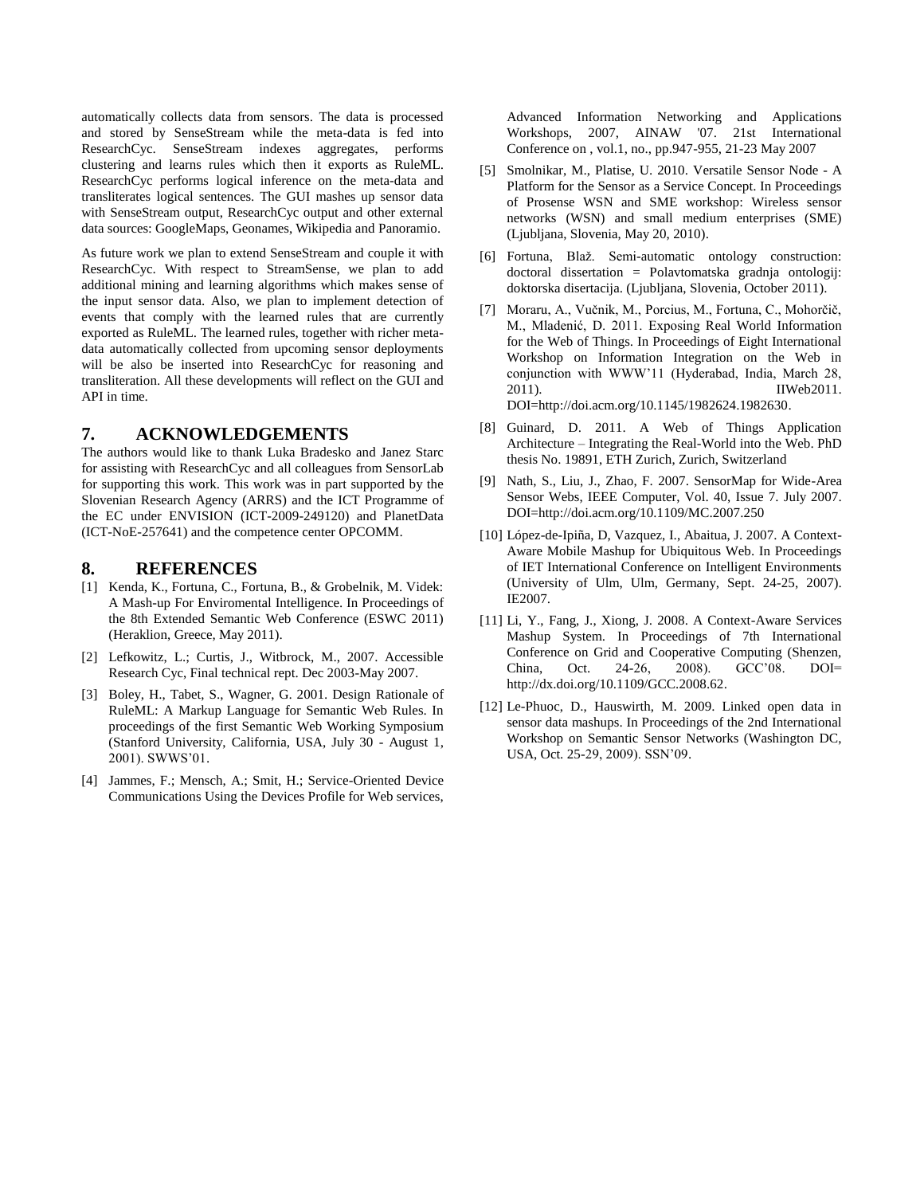automatically collects data from sensors. The data is processed and stored by SenseStream while the meta-data is fed into ResearchCyc. SenseStream indexes aggregates, performs clustering and learns rules which then it exports as RuleML. ResearchCyc performs logical inference on the meta-data and transliterates logical sentences. The GUI mashes up sensor data with SenseStream output, ResearchCyc output and other external data sources: GoogleMaps, Geonames, Wikipedia and Panoramio.

As future work we plan to extend SenseStream and couple it with ResearchCyc. With respect to StreamSense, we plan to add additional mining and learning algorithms which makes sense of the input sensor data. Also, we plan to implement detection of events that comply with the learned rules that are currently exported as RuleML. The learned rules, together with richer meta-data automatically collected from upcoming sensor deployments will be also be inserted into ResearchCyc for reasoning and transliteration. All these developments will reflect on the GUI and API in time.

## 7. ACKNOWLEDGEMENTS

The authors would like to thank Luka Bradesko and Janez Starc for assisting with ResearchCyc and all colleagues from SensorLab for supporting this work. This work was in part supported by the Slovenian Research Agency (ARRS) and the ICT Programme of the EC under ENVISION (ICT-2009-249120) and PlanetData (ICT-NoE-257641) and the competence center OPCOMM.

## 8. REFERENCES

[1] Kenda, K., Fortuna, C., Fortuna, B., & Grobelnik, M. Videk: A Mash-up For Enviromental Intelligence. In Proceedings of the 8th Extended Semantic Web Conference (ESWC 2011) (Heraklion, Greece, May 2011).

[2] Lefkowitz, L.; Curtis, J., Witbrock, M., 2007. Accessible Research Cyc, Final technical rept. Dec 2003-May 2007.

[3] Boley, H., Tabet, S., Wagner, G. 2001. Design Rationale of RuleML: A Markup Language for Semantic Web Rules. In proceedings of the first Semantic Web Working Symposium (Stanford University, California, USA, July 30 - August 1, 2001). SWWS'01.

[4] Jammes, F.; Mensch, A.; Smit, H.; Service-Oriented Device Communications Using the Devices Profile for Web services, Advanced Information Networking and Applications Workshops, 2007, AINAW '07. 21st International Conference on , vol.1, no., pp.947-955, 21-23 May 2007

[5] Smolnikar, M., Platise, U. 2010. Versatile Sensor Node - A Platform for the Sensor as a Service Concept. In Proceedings of Prosense WSN and SME workshop: Wireless sensor networks (WSN) and small medium enterprises (SME) (Ljubljana, Slovenia, May 20, 2010).

[6] Fortuna, Blaž. Semi-automatic ontology construction: doctoral dissertation = Polavtomatska gradnja ontologij: doktorska disertacija. (Ljubljana, Slovenia, October 2011).

[7] Moraru, A., Vučnik, M., Porcius, M., Fortuna, C., Mohorčič, M., Mladenić, D. 2011. Exposing Real World Information for the Web of Things. In Proceedings of Eight International Workshop on Information Integration on the Web in conjunction with WWW'11 (Hyderabad, India, March 28, 2011). IIWeb2011. DOI=http://doi.acm.org/10.1145/1982624.1982630.

[8] Guinard, D. 2011. A Web of Things Application Architecture – Integrating the Real-World into the Web. PhD thesis No. 19891, ETH Zurich, Zurich, Switzerland

[9] Nath, S., Liu, J., Zhao, F. 2007. SensorMap for Wide-Area Sensor Webs, IEEE Computer, Vol. 40, Issue 7. July 2007. DOI=http://doi.acm.org/10.1109/MC.2007.250

[10] López-de-Ipiña, D, Vazquez, I., Abaitua, J. 2007. A Context-Aware Mobile Mashup for Ubiquitous Web. In Proceedings of IET International Conference on Intelligent Environments (University of Ulm, Ulm, Germany, Sept. 24-25, 2007). IE2007.

[11] Li, Y., Fang, J., Xiong, J. 2008. A Context-Aware Services Mashup System. In Proceedings of 7th International Conference on Grid and Cooperative Computing (Shenzen, China, Oct. 24-26, 2008). GCC'08. DOI= http://dx.doi.org/10.1109/GCC.2008.62.

[12] Le-Phuoc, D., Hauswirth, M. 2009. Linked open data in sensor data mashups. In Proceedings of the 2nd International Workshop on Semantic Sensor Networks (Washington DC, USA, Oct. 25-29, 2009). SSN'09.